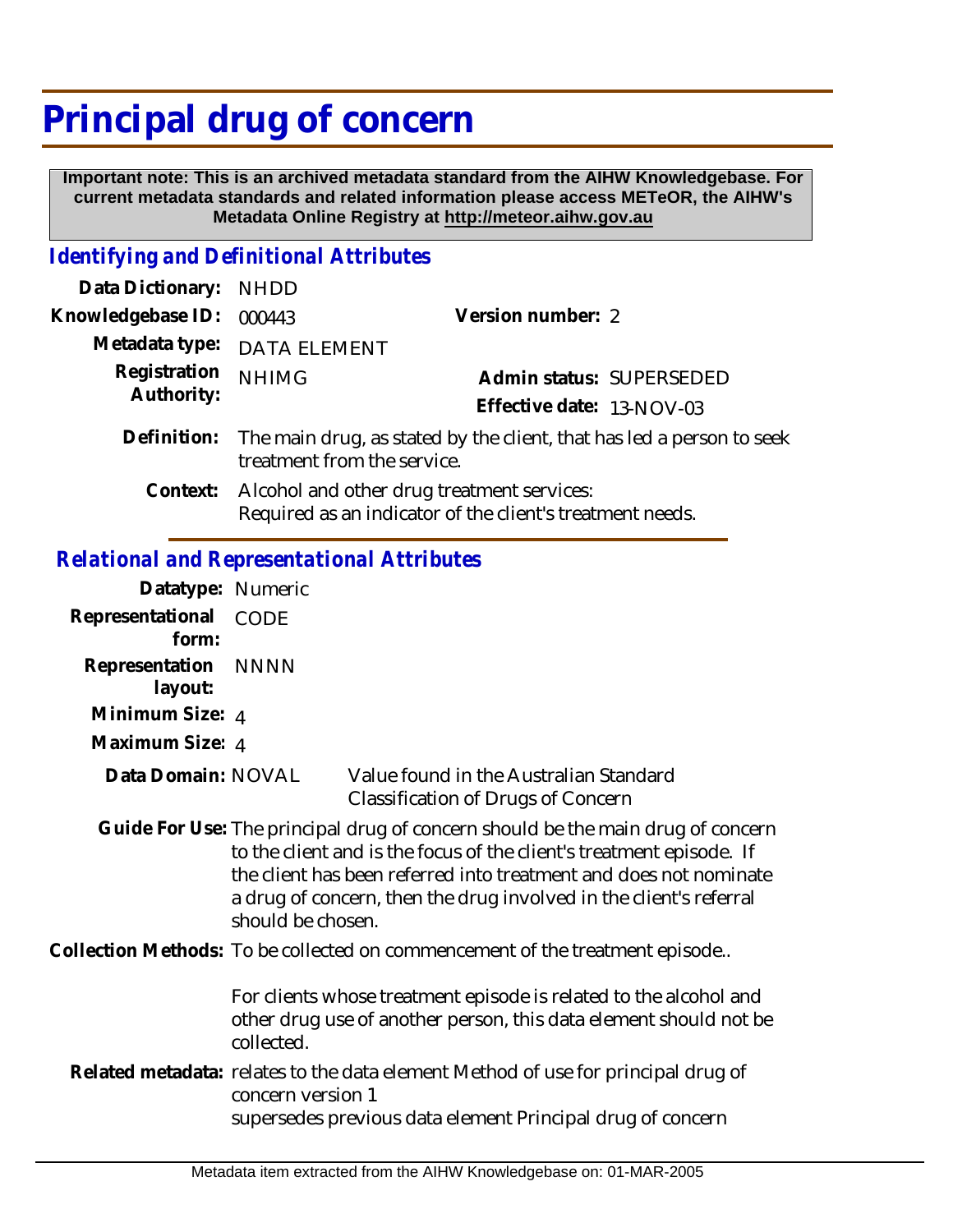# Principal drug of concern

**Important note: This is an archived metadata standard from the AIHW Knowledgebase. For current metadata standards and related information please access METeOR, the AIHW's Metadata Online Registry at http://meteor.aihw.gov.au**

## *Identifying and Definitional Attributes*

**Data Dictionary:** NHDD

**Knowledgebase ID:** 000443

**Version number:** 2

**Metadata type:** DATA ELEMENT

**Registration Authority:** NHIMG

**Admin status:** SUPERSEDED

**Effective date:** 13-NOV-03

**Definition:** The main drug, as stated by the client, that has led a person to seek treatment from the service.

**Context:** Alcohol and other drug treatment services:
Required as an indicator of the client's treatment needs.

## *Relational and Representational Attributes*

**Datatype:** Numeric

**Representational form:** CODE

**Representation layout:** NNNN

**Minimum Size:** 4

**Maximum Size:** 4

**Data Domain:** NOVAL — Value found in the Australian Standard Classification of Drugs of Concern

**Guide For Use:** The principal drug of concern should be the main drug of concern to the client and is the focus of the client's treatment episode. If the client has been referred into treatment and does not nominate a drug of concern, then the drug involved in the client's referral should be chosen.

**Collection Methods:** To be collected on commencement of the treatment episode..

For clients whose treatment episode is related to the alcohol and other drug use of another person, this data element should not be collected.

**Related metadata:** relates to the data element Method of use for principal drug of concern version 1
supersedes previous data element Principal drug of concern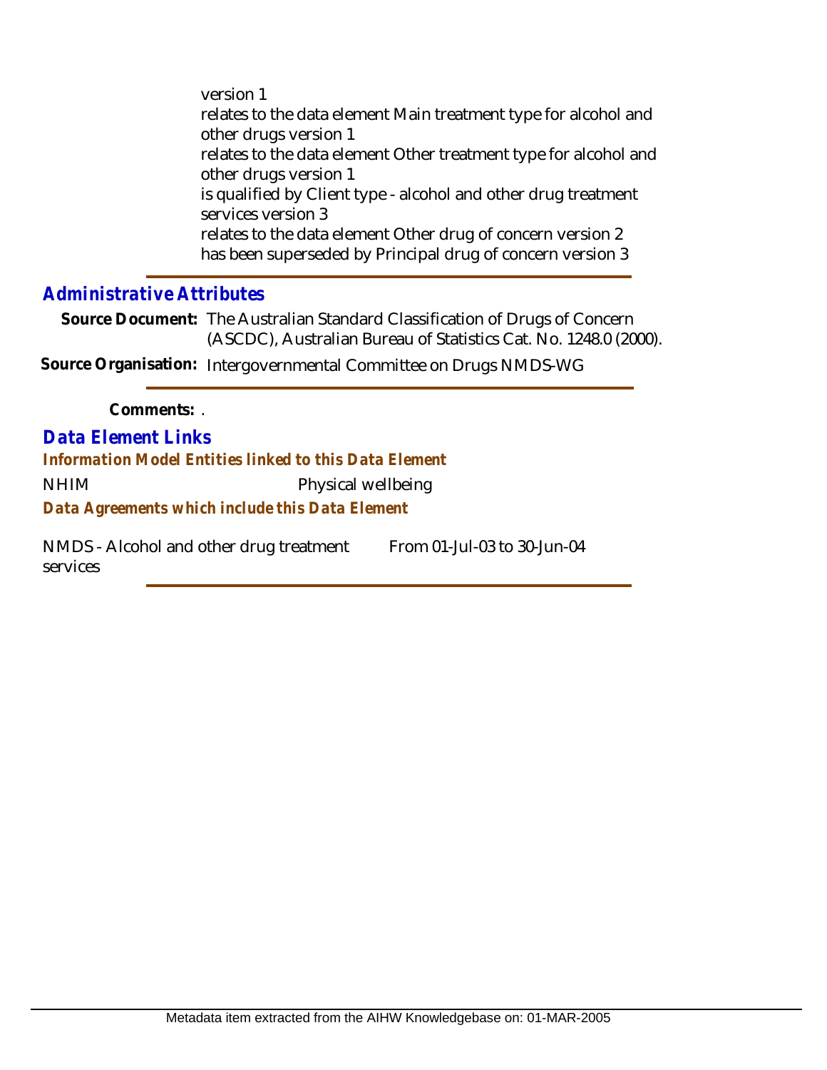version 1
relates to the data element Main treatment type for alcohol and other drugs version 1
relates to the data element Other treatment type for alcohol and other drugs version 1
is qualified by Client type - alcohol and other drug treatment services version 3
relates to the data element Other drug of concern version 2
has been superseded by Principal drug of concern version 3

## Administrative Attributes

**Source Document:** The Australian Standard Classification of Drugs of Concern (ASCDC), Australian Bureau of Statistics Cat. No. 1248.0 (2000).

**Source Organisation:** Intergovernmental Committee on Drugs NMDS-WG

**Comments:** .

## Data Element Links

### Information Model Entities linked to this Data Element

| | |
|---|---|
| NHIM | Physical wellbeing |

### Data Agreements which include this Data Element

| | |
|---|---|
| NMDS - Alcohol and other drug treatment services | From 01-Jul-03 to 30-Jun-04 |